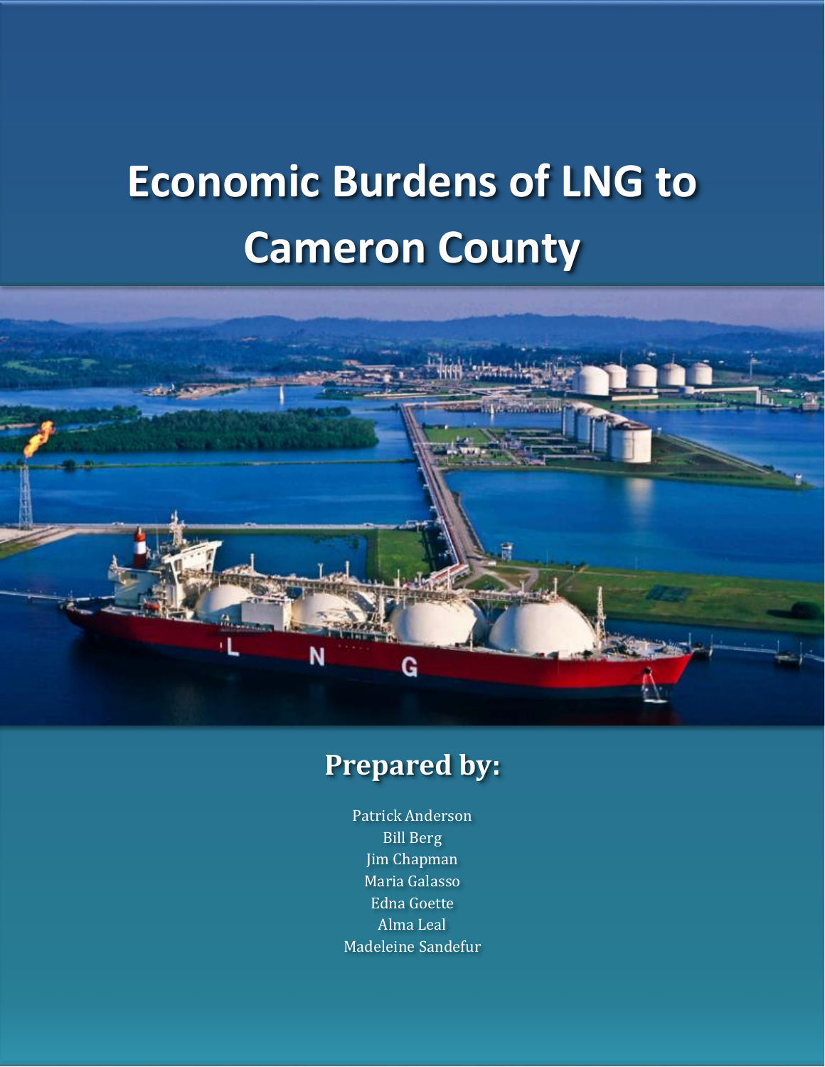# Economic Burdens of LNG to Cameron County

## Prepared by:

Patrick Anderson
Bill Berg
Jim Chapman
Maria Galasso
Edna Goette
Alma Leal
Madeleine Sandefur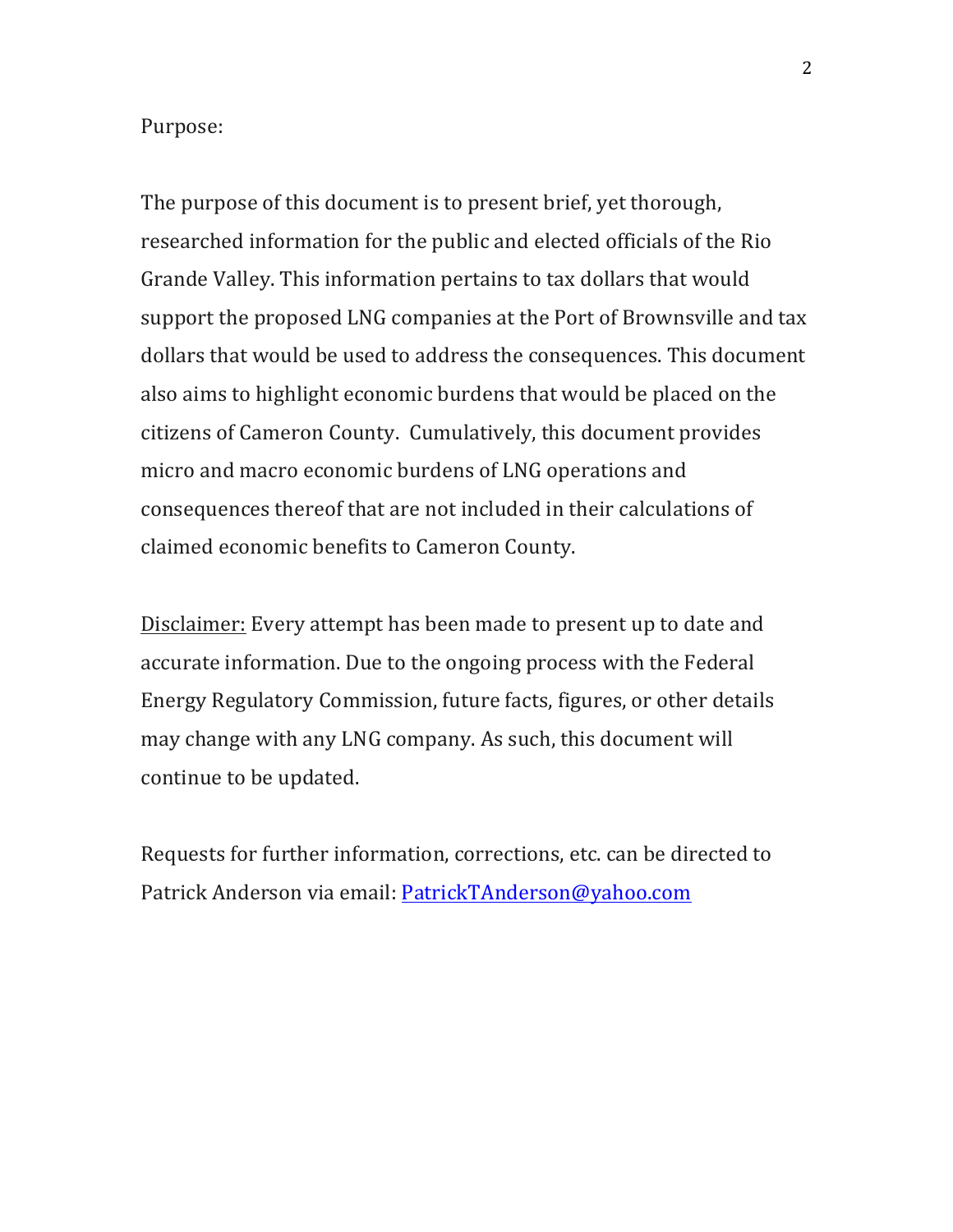Purpose:

The purpose of this document is to present brief, yet thorough, researched information for the public and elected officials of the Rio Grande Valley. This information pertains to tax dollars that would support the proposed LNG companies at the Port of Brownsville and tax dollars that would be used to address the consequences. This document also aims to highlight economic burdens that would be placed on the citizens of Cameron County. Cumulatively, this document provides micro and macro economic burdens of LNG operations and consequences thereof that are not included in their calculations of claimed economic benefits to Cameron County.

<u>Disclaimer:</u> Every attempt has been made to present up to date and accurate information. Due to the ongoing process with the Federal Energy Regulatory Commission, future facts, figures, or other details may change with any LNG company. As such, this document will continue to be updated.

Requests for further information, corrections, etc. can be directed to Patrick Anderson via email: [PatrickTAnderson@yahoo.com](mailto:PatrickTAnderson@yahoo.com)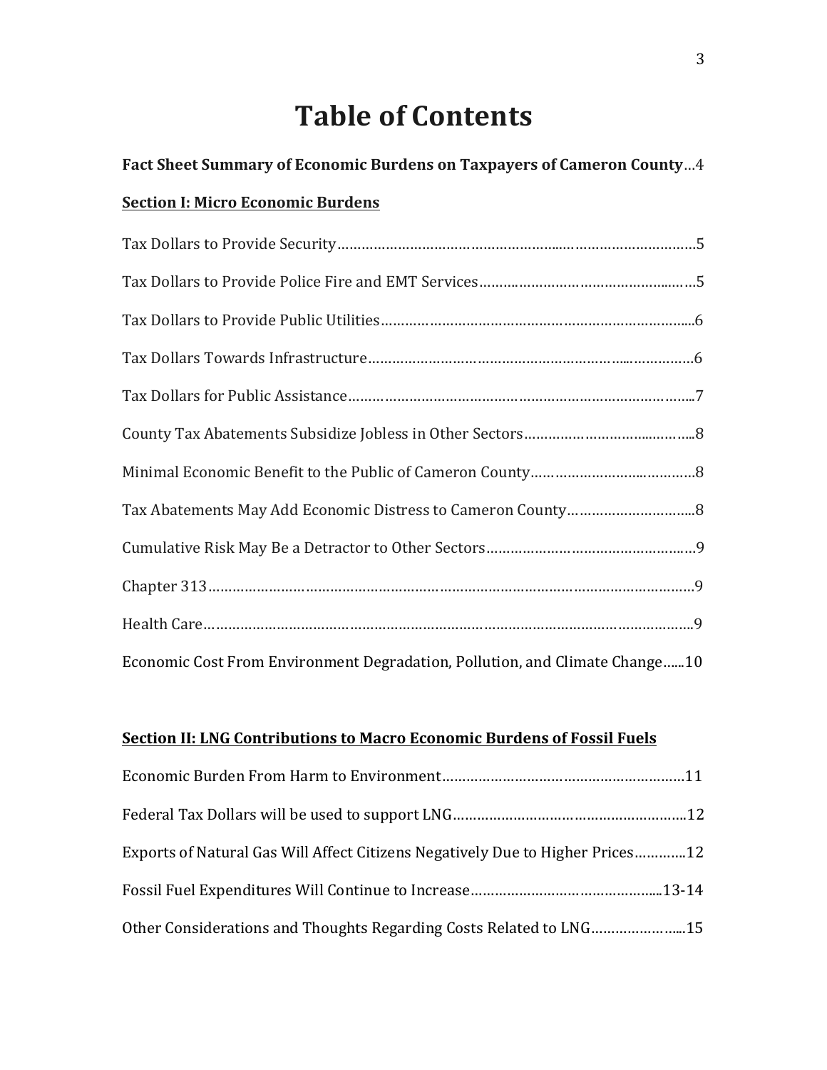# Table of Contents

**Fact Sheet Summary of Economic Burdens on Taxpayers of Cameron County**...4

**Section I: Micro Economic Burdens**

Tax Dollars to Provide Security……………………………………………..………………………….5

Tax Dollars to Provide Police Fire and EMT Services…………………………………………..……5

Tax Dollars to Provide Public Utilities……………………………………………………………….....6

Tax Dollars Towards Infrastructure……………………………………………………...…………….6

Tax Dollars for Public Assistance……………………………………………………………………...7

County Tax Abatements Subsidize Jobless in Other Sectors…………………………..……….....8

Minimal Economic Benefit to the Public of Cameron County……………………..………….8

Tax Abatements May Add Economic Distress to Cameron County………………………….....8

Cumulative Risk May Be a Detractor to Other Sectors……………………………………………9

Chapter 313……………………………………………………………………………………………9

Health Care……………………………………………………………………………………………9

Economic Cost From Environment Degradation, Pollution, and Climate Change......10

**Section II: LNG Contributions to Macro Economic Burdens of Fossil Fuels**

Economic Burden From Harm to Environment……………………………………………………11

Federal Tax Dollars will be used to support LNG…………………………………………………..12

Exports of Natural Gas Will Affect Citizens Negatively Due to Higher Prices…………..12

Fossil Fuel Expenditures Will Continue to Increase………………………………………...13-14

Other Considerations and Thoughts Regarding Costs Related to LNG…………………....15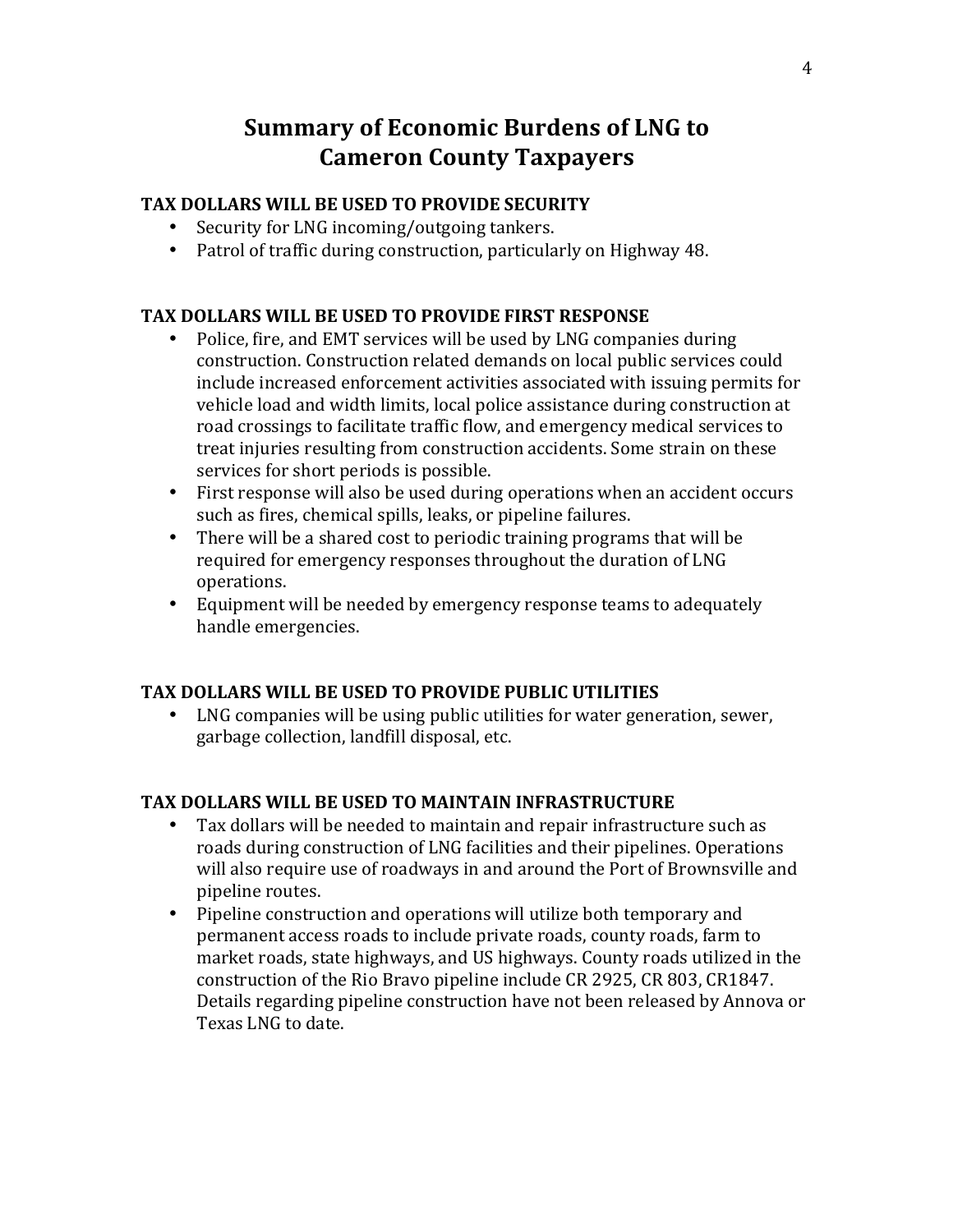# Summary of Economic Burdens of LNG to Cameron County Taxpayers

### TAX DOLLARS WILL BE USED TO PROVIDE SECURITY

- Security for LNG incoming/outgoing tankers.
- Patrol of traffic during construction, particularly on Highway 48.

### TAX DOLLARS WILL BE USED TO PROVIDE FIRST RESPONSE

- Police, fire, and EMT services will be used by LNG companies during construction. Construction related demands on local public services could include increased enforcement activities associated with issuing permits for vehicle load and width limits, local police assistance during construction at road crossings to facilitate traffic flow, and emergency medical services to treat injuries resulting from construction accidents. Some strain on these services for short periods is possible.
- First response will also be used during operations when an accident occurs such as fires, chemical spills, leaks, or pipeline failures.
- There will be a shared cost to periodic training programs that will be required for emergency responses throughout the duration of LNG operations.
- Equipment will be needed by emergency response teams to adequately handle emergencies.

### TAX DOLLARS WILL BE USED TO PROVIDE PUBLIC UTILITIES

- LNG companies will be using public utilities for water generation, sewer, garbage collection, landfill disposal, etc.

### TAX DOLLARS WILL BE USED TO MAINTAIN INFRASTRUCTURE

- Tax dollars will be needed to maintain and repair infrastructure such as roads during construction of LNG facilities and their pipelines. Operations will also require use of roadways in and around the Port of Brownsville and pipeline routes.
- Pipeline construction and operations will utilize both temporary and permanent access roads to include private roads, county roads, farm to market roads, state highways, and US highways. County roads utilized in the construction of the Rio Bravo pipeline include CR 2925, CR 803, CR1847. Details regarding pipeline construction have not been released by Annova or Texas LNG to date.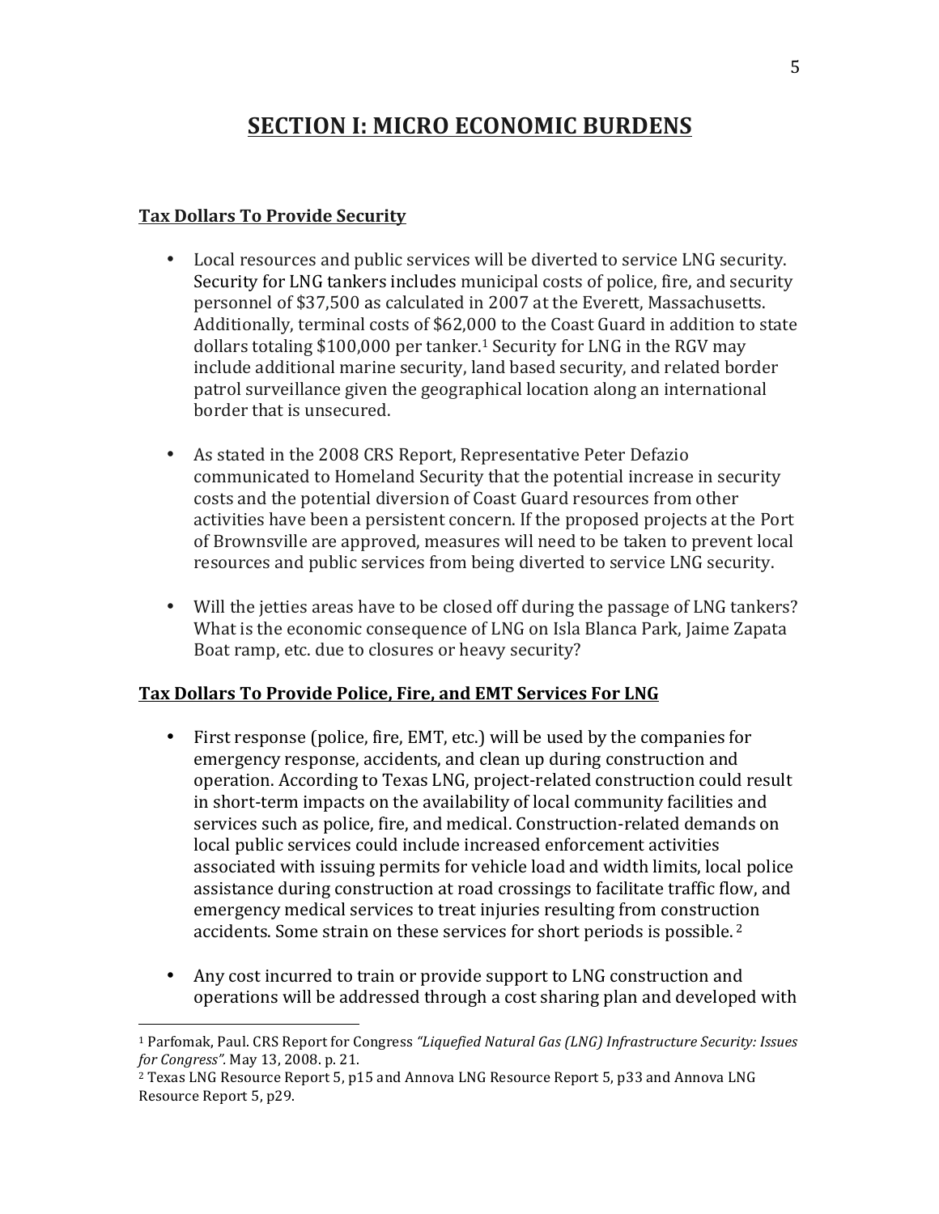# SECTION I: MICRO ECONOMIC BURDENS

## Tax Dollars To Provide Security

- Local resources and public services will be diverted to service LNG security. Security for LNG tankers includes municipal costs of police, fire, and security personnel of $37,500 as calculated in 2007 at the Everett, Massachusetts. Additionally, terminal costs of $62,000 to the Coast Guard in addition to state dollars totaling $100,000 per tanker.[1] Security for LNG in the RGV may include additional marine security, land based security, and related border patrol surveillance given the geographical location along an international border that is unsecured.

- As stated in the 2008 CRS Report, Representative Peter Defazio communicated to Homeland Security that the potential increase in security costs and the potential diversion of Coast Guard resources from other activities have been a persistent concern. If the proposed projects at the Port of Brownsville are approved, measures will need to be taken to prevent local resources and public services from being diverted to service LNG security.

- Will the jetties areas have to be closed off during the passage of LNG tankers? What is the economic consequence of LNG on Isla Blanca Park, Jaime Zapata Boat ramp, etc. due to closures or heavy security?

## Tax Dollars To Provide Police, Fire, and EMT Services For LNG

- First response (police, fire, EMT, etc.) will be used by the companies for emergency response, accidents, and clean up during construction and operation. According to Texas LNG, project-related construction could result in short-term impacts on the availability of local community facilities and services such as police, fire, and medical. Construction-related demands on local public services could include increased enforcement activities associated with issuing permits for vehicle load and width limits, local police assistance during construction at road crossings to facilitate traffic flow, and emergency medical services to treat injuries resulting from construction accidents. Some strain on these services for short periods is possible. [2]

- Any cost incurred to train or provide support to LNG construction and operations will be addressed through a cost sharing plan and developed with

---

[1] Parfomak, Paul. CRS Report for Congress *"Liquefied Natural Gas (LNG) Infrastructure Security: Issues for Congress"*. May 13, 2008. p. 21.

[2] Texas LNG Resource Report 5, p15 and Annova LNG Resource Report 5, p33 and Annova LNG Resource Report 5, p29.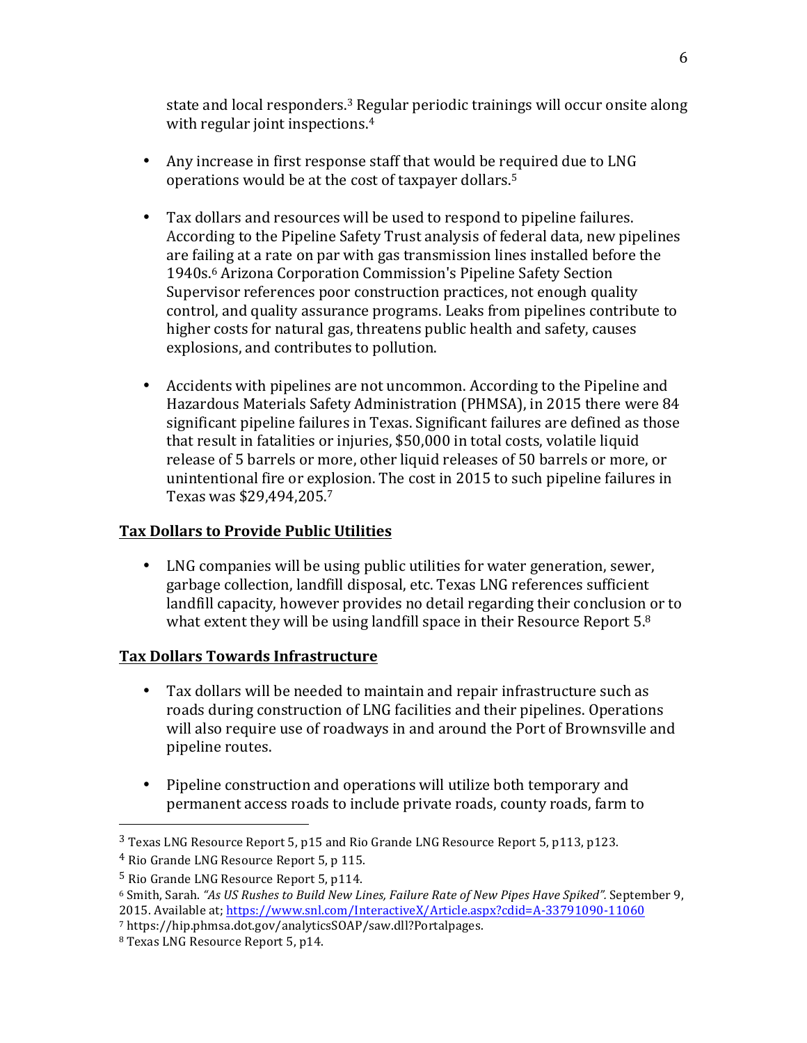state and local responders.[3] Regular periodic trainings will occur onsite along with regular joint inspections.[4]

- Any increase in first response staff that would be required due to LNG operations would be at the cost of taxpayer dollars.[5]

- Tax dollars and resources will be used to respond to pipeline failures. According to the Pipeline Safety Trust analysis of federal data, new pipelines are failing at a rate on par with gas transmission lines installed before the 1940s.[6] Arizona Corporation Commission's Pipeline Safety Section Supervisor references poor construction practices, not enough quality control, and quality assurance programs. Leaks from pipelines contribute to higher costs for natural gas, threatens public health and safety, causes explosions, and contributes to pollution.

- Accidents with pipelines are not uncommon. According to the Pipeline and Hazardous Materials Safety Administration (PHMSA), in 2015 there were 84 significant pipeline failures in Texas. Significant failures are defined as those that result in fatalities or injuries, $50,000 in total costs, volatile liquid release of 5 barrels or more, other liquid releases of 50 barrels or more, or unintentional fire or explosion. The cost in 2015 to such pipeline failures in Texas was $29,494,205.[7]

**Tax Dollars to Provide Public Utilities**

- LNG companies will be using public utilities for water generation, sewer, garbage collection, landfill disposal, etc. Texas LNG references sufficient landfill capacity, however provides no detail regarding their conclusion or to what extent they will be using landfill space in their Resource Report 5.[8]

**Tax Dollars Towards Infrastructure**

- Tax dollars will be needed to maintain and repair infrastructure such as roads during construction of LNG facilities and their pipelines. Operations will also require use of roadways in and around the Port of Brownsville and pipeline routes.

- Pipeline construction and operations will utilize both temporary and permanent access roads to include private roads, county roads, farm to

---

[3] Texas LNG Resource Report 5, p15 and Rio Grande LNG Resource Report 5, p113, p123.

[4] Rio Grande LNG Resource Report 5, p 115.

[5] Rio Grande LNG Resource Report 5, p114.

[6] Smith, Sarah. *"As US Rushes to Build New Lines, Failure Rate of New Pipes Have Spiked".* September 9, 2015. Available at; https://www.snl.com/InteractiveX/Article.aspx?cdid=A-33791090-11060

[7] https://hip.phmsa.dot.gov/analyticsSOAP/saw.dll?Portalpages.

[8] Texas LNG Resource Report 5, p14.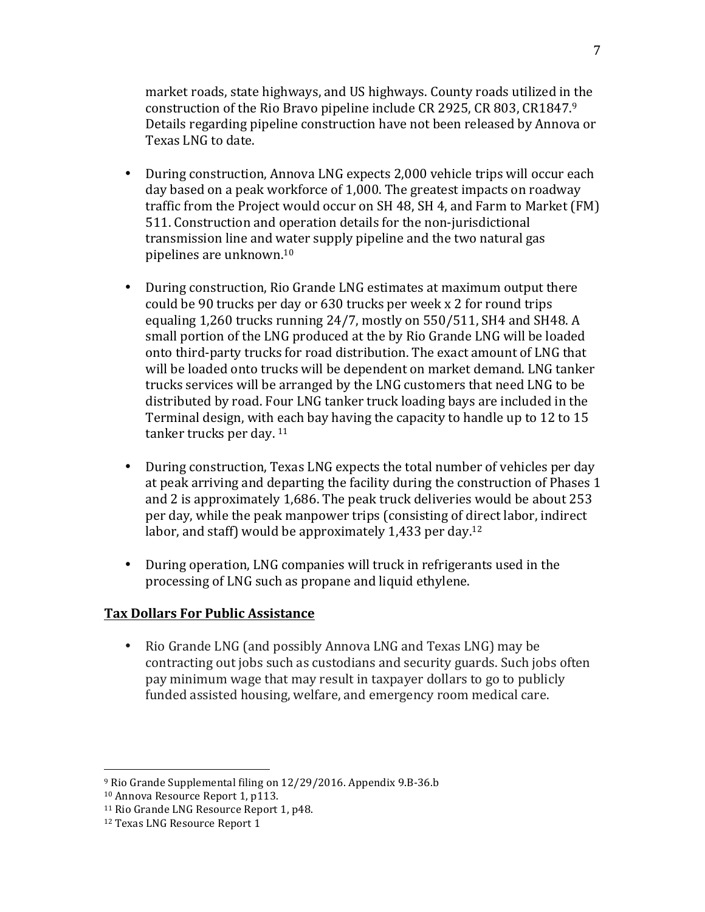market roads, state highways, and US highways. County roads utilized in the construction of the Rio Bravo pipeline include CR 2925, CR 803, CR1847.[9] Details regarding pipeline construction have not been released by Annova or Texas LNG to date.

- During construction, Annova LNG expects 2,000 vehicle trips will occur each day based on a peak workforce of 1,000. The greatest impacts on roadway traffic from the Project would occur on SH 48, SH 4, and Farm to Market (FM) 511. Construction and operation details for the non-jurisdictional transmission line and water supply pipeline and the two natural gas pipelines are unknown.[10]

- During construction, Rio Grande LNG estimates at maximum output there could be 90 trucks per day or 630 trucks per week x 2 for round trips equaling 1,260 trucks running 24/7, mostly on 550/511, SH4 and SH48. A small portion of the LNG produced at the by Rio Grande LNG will be loaded onto third-party trucks for road distribution. The exact amount of LNG that will be loaded onto trucks will be dependent on market demand. LNG tanker trucks services will be arranged by the LNG customers that need LNG to be distributed by road. Four LNG tanker truck loading bays are included in the Terminal design, with each bay having the capacity to handle up to 12 to 15 tanker trucks per day. [11]

- During construction, Texas LNG expects the total number of vehicles per day at peak arriving and departing the facility during the construction of Phases 1 and 2 is approximately 1,686. The peak truck deliveries would be about 253 per day, while the peak manpower trips (consisting of direct labor, indirect labor, and staff) would be approximately 1,433 per day.[12]

- During operation, LNG companies will truck in refrigerants used in the processing of LNG such as propane and liquid ethylene.

**Tax Dollars For Public Assistance**

- Rio Grande LNG (and possibly Annova LNG and Texas LNG) may be contracting out jobs such as custodians and security guards. Such jobs often pay minimum wage that may result in taxpayer dollars to go to publicly funded assisted housing, welfare, and emergency room medical care.

---

[9] Rio Grande Supplemental filing on 12/29/2016. Appendix 9.B-36.b

[10] Annova Resource Report 1, p113.

[11] Rio Grande LNG Resource Report 1, p48.

[12] Texas LNG Resource Report 1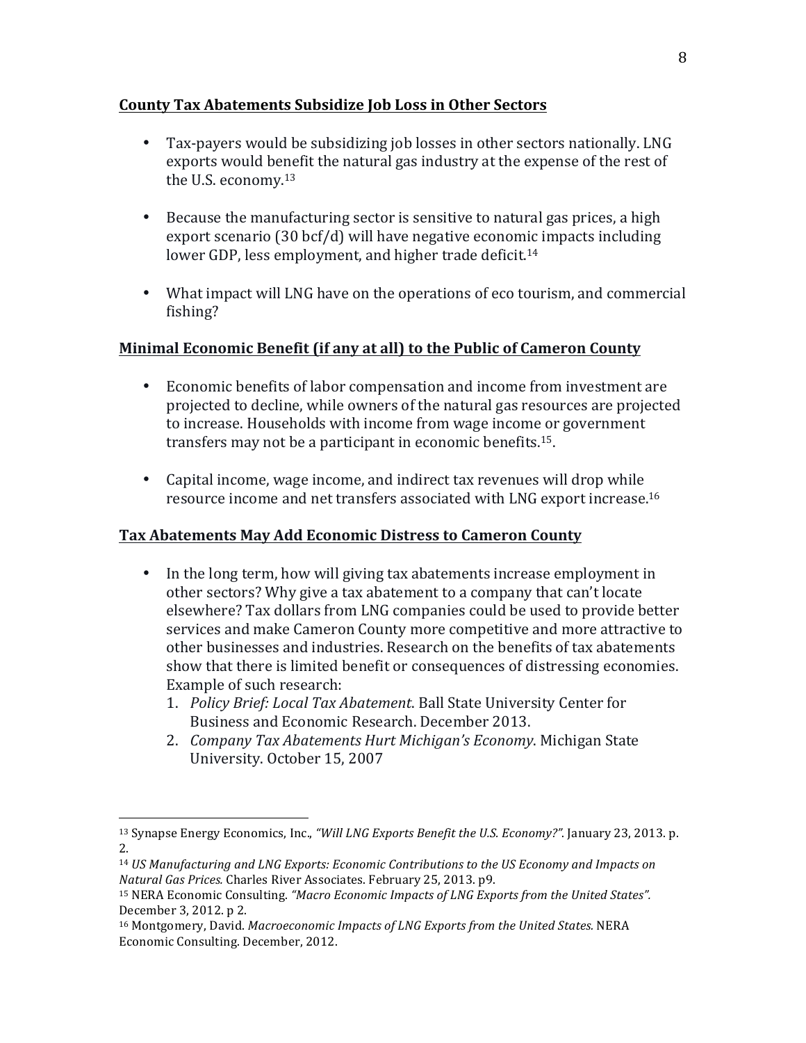**County Tax Abatements Subsidize Job Loss in Other Sectors**

- Tax-payers would be subsidizing job losses in other sectors nationally. LNG exports would benefit the natural gas industry at the expense of the rest of the U.S. economy.[13]

- Because the manufacturing sector is sensitive to natural gas prices, a high export scenario (30 bcf/d) will have negative economic impacts including lower GDP, less employment, and higher trade deficit.[14]

- What impact will LNG have on the operations of eco tourism, and commercial fishing?

**Minimal Economic Benefit (if any at all) to the Public of Cameron County**

- Economic benefits of labor compensation and income from investment are projected to decline, while owners of the natural gas resources are projected to increase. Households with income from wage income or government transfers may not be a participant in economic benefits.[15].

- Capital income, wage income, and indirect tax revenues will drop while resource income and net transfers associated with LNG export increase.[16]

**Tax Abatements May Add Economic Distress to Cameron County**

- In the long term, how will giving tax abatements increase employment in other sectors? Why give a tax abatement to a company that can't locate elsewhere? Tax dollars from LNG companies could be used to provide better services and make Cameron County more competitive and more attractive to other businesses and industries. Research on the benefits of tax abatements show that there is limited benefit or consequences of distressing economies. Example of such research:
  1. *Policy Brief: Local Tax Abatement*. Ball State University Center for Business and Economic Research. December 2013.
  2. *Company Tax Abatements Hurt Michigan's Economy*. Michigan State University. October 15, 2007

---

[13] Synapse Energy Economics, Inc., *"Will LNG Exports Benefit the U.S. Economy?"*. January 23, 2013. p. 2.

[14] *US Manufacturing and LNG Exports: Economic Contributions to the US Economy and Impacts on Natural Gas Prices.* Charles River Associates. February 25, 2013. p9.

[15] NERA Economic Consulting. *"Macro Economic Impacts of LNG Exports from the United States".* December 3, 2012. p 2.

[16] Montgomery, David. *Macroeconomic Impacts of LNG Exports from the United States.* NERA Economic Consulting. December, 2012.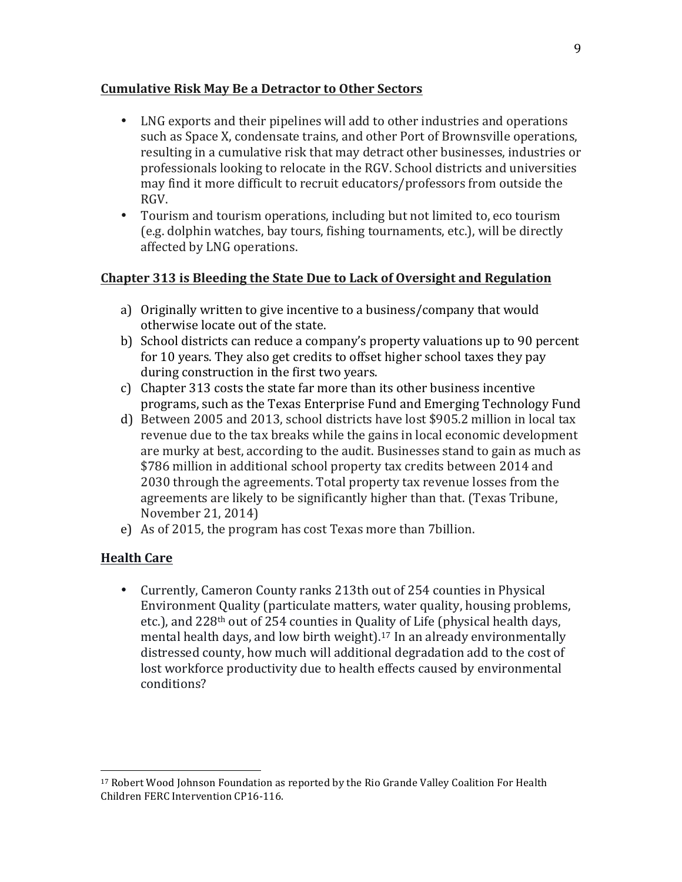## Cumulative Risk May Be a Detractor to Other Sectors

- LNG exports and their pipelines will add to other industries and operations such as Space X, condensate trains, and other Port of Brownsville operations, resulting in a cumulative risk that may detract other businesses, industries or professionals looking to relocate in the RGV. School districts and universities may find it more difficult to recruit educators/professors from outside the RGV.
- Tourism and tourism operations, including but not limited to, eco tourism (e.g. dolphin watches, bay tours, fishing tournaments, etc.), will be directly affected by LNG operations.

## Chapter 313 is Bleeding the State Due to Lack of Oversight and Regulation

a) Originally written to give incentive to a business/company that would otherwise locate out of the state.
b) School districts can reduce a company's property valuations up to 90 percent for 10 years. They also get credits to offset higher school taxes they pay during construction in the first two years.
c) Chapter 313 costs the state far more than its other business incentive programs, such as the Texas Enterprise Fund and Emerging Technology Fund
d) Between 2005 and 2013, school districts have lost $905.2 million in local tax revenue due to the tax breaks while the gains in local economic development are murky at best, according to the audit. Businesses stand to gain as much as $786 million in additional school property tax credits between 2014 and 2030 through the agreements. Total property tax revenue losses from the agreements are likely to be significantly higher than that. (Texas Tribune, November 21, 2014)
e) As of 2015, the program has cost Texas more than 7billion.

## Health Care

- Currently, Cameron County ranks 213th out of 254 counties in Physical Environment Quality (particulate matters, water quality, housing problems, etc.), and 228th out of 254 counties in Quality of Life (physical health days, mental health days, and low birth weight).[17] In an already environmentally distressed county, how much will additional degradation add to the cost of lost workforce productivity due to health effects caused by environmental conditions?

---

[17] Robert Wood Johnson Foundation as reported by the Rio Grande Valley Coalition For Health Children FERC Intervention CP16-116.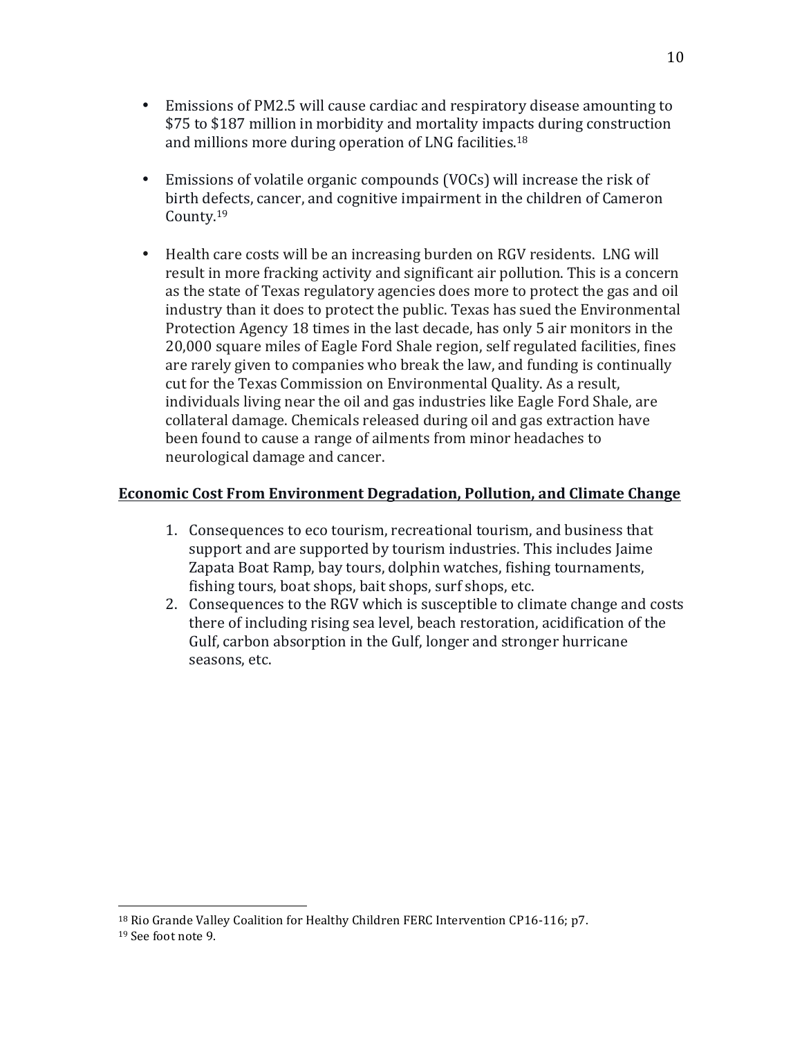- Emissions of PM2.5 will cause cardiac and respiratory disease amounting to \$75 to \$187 million in morbidity and mortality impacts during construction and millions more during operation of LNG facilities.[18]

- Emissions of volatile organic compounds (VOCs) will increase the risk of birth defects, cancer, and cognitive impairment in the children of Cameron County.[19]

- Health care costs will be an increasing burden on RGV residents. LNG will result in more fracking activity and significant air pollution. This is a concern as the state of Texas regulatory agencies does more to protect the gas and oil industry than it does to protect the public. Texas has sued the Environmental Protection Agency 18 times in the last decade, has only 5 air monitors in the 20,000 square miles of Eagle Ford Shale region, self regulated facilities, fines are rarely given to companies who break the law, and funding is continually cut for the Texas Commission on Environmental Quality. As a result, individuals living near the oil and gas industries like Eagle Ford Shale, are collateral damage. Chemicals released during oil and gas extraction have been found to cause a range of ailments from minor headaches to neurological damage and cancer.

**Economic Cost From Environment Degradation, Pollution, and Climate Change**

1. Consequences to eco tourism, recreational tourism, and business that support and are supported by tourism industries. This includes Jaime Zapata Boat Ramp, bay tours, dolphin watches, fishing tournaments, fishing tours, boat shops, bait shops, surf shops, etc.
2. Consequences to the RGV which is susceptible to climate change and costs there of including rising sea level, beach restoration, acidification of the Gulf, carbon absorption in the Gulf, longer and stronger hurricane seasons, etc.

---

[18] Rio Grande Valley Coalition for Healthy Children FERC Intervention CP16-116; p7.

[19] See foot note 9.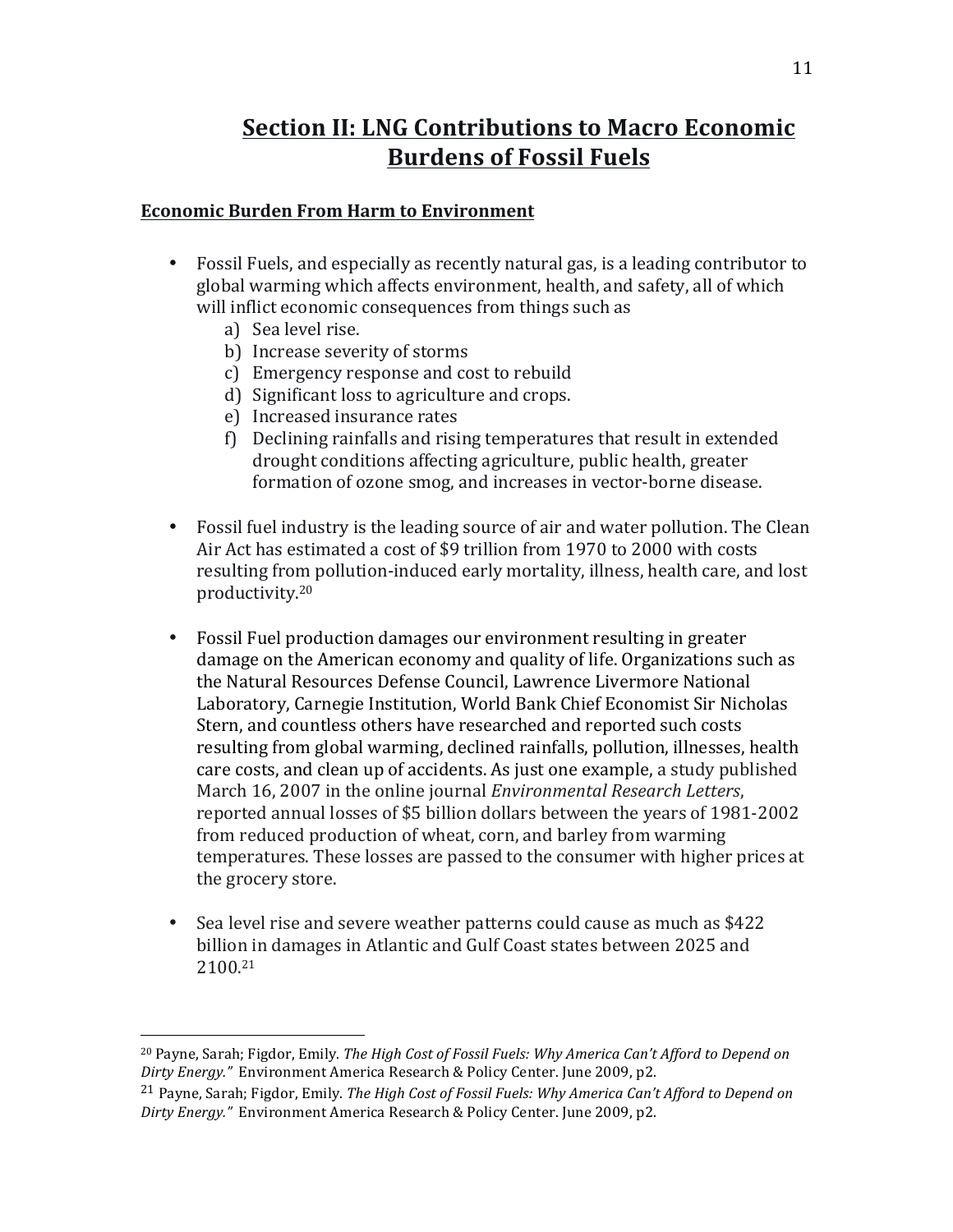# Section II: LNG Contributions to Macro Economic Burdens of Fossil Fuels

## Economic Burden From Harm to Environment

- Fossil Fuels, and especially as recently natural gas, is a leading contributor to global warming which affects environment, health, and safety, all of which will inflict economic consequences from things such as
  a) Sea level rise.
  b) Increase severity of storms
  c) Emergency response and cost to rebuild
  d) Significant loss to agriculture and crops.
  e) Increased insurance rates
  f) Declining rainfalls and rising temperatures that result in extended drought conditions affecting agriculture, public health, greater formation of ozone smog, and increases in vector-borne disease.

- Fossil fuel industry is the leading source of air and water pollution. The Clean Air Act has estimated a cost of $9 trillion from 1970 to 2000 with costs resulting from pollution-induced early mortality, illness, health care, and lost productivity.[20]

- Fossil Fuel production damages our environment resulting in greater damage on the American economy and quality of life. Organizations such as the Natural Resources Defense Council, Lawrence Livermore National Laboratory, Carnegie Institution, World Bank Chief Economist Sir Nicholas Stern, and countless others have researched and reported such costs resulting from global warming, declined rainfalls, pollution, illnesses, health care costs, and clean up of accidents. As just one example, a study published March 16, 2007 in the online journal *Environmental Research Letters*, reported annual losses of $5 billion dollars between the years of 1981-2002 from reduced production of wheat, corn, and barley from warming temperatures. These losses are passed to the consumer with higher prices at the grocery store.

- Sea level rise and severe weather patterns could cause as much as $422 billion in damages in Atlantic and Gulf Coast states between 2025 and 2100.[21]

---

[20] Payne, Sarah; Figdor, Emily. *The High Cost of Fossil Fuels: Why America Can't Afford to Depend on Dirty Energy."* Environment America Research & Policy Center. June 2009, p2.

[21] Payne, Sarah; Figdor, Emily. *The High Cost of Fossil Fuels: Why America Can't Afford to Depend on Dirty Energy."* Environment America Research & Policy Center. June 2009, p2.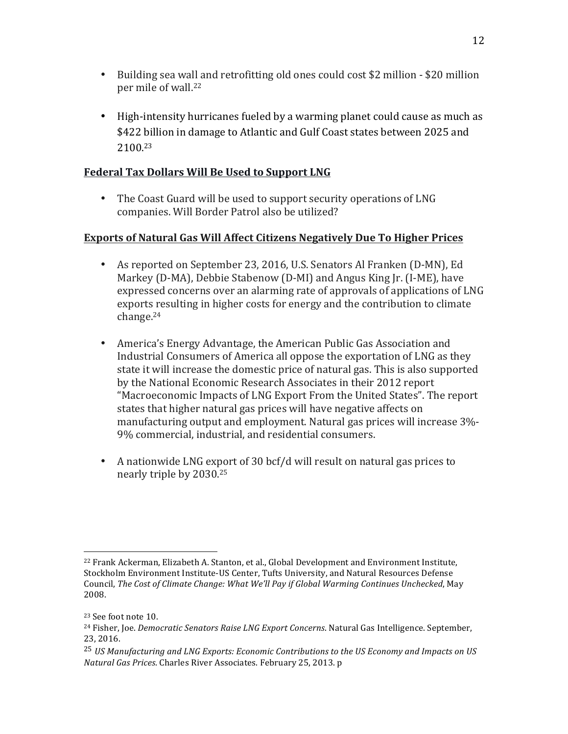- Building sea wall and retrofitting old ones could cost $2 million - $20 million per mile of wall.[22]

- High-intensity hurricanes fueled by a warming planet could cause as much as $422 billion in damage to Atlantic and Gulf Coast states between 2025 and 2100.[23]

**Federal Tax Dollars Will Be Used to Support LNG**

- The Coast Guard will be used to support security operations of LNG companies. Will Border Patrol also be utilized?

**Exports of Natural Gas Will Affect Citizens Negatively Due To Higher Prices**

- As reported on September 23, 2016, U.S. Senators Al Franken (D-MN), Ed Markey (D-MA), Debbie Stabenow (D-MI) and Angus King Jr. (I-ME), have expressed concerns over an alarming rate of approvals of applications of LNG exports resulting in higher costs for energy and the contribution to climate change.[24]

- America's Energy Advantage, the American Public Gas Association and Industrial Consumers of America all oppose the exportation of LNG as they state it will increase the domestic price of natural gas. This is also supported by the National Economic Research Associates in their 2012 report "Macroeconomic Impacts of LNG Export From the United States". The report states that higher natural gas prices will have negative affects on manufacturing output and employment. Natural gas prices will increase 3%-9% commercial, industrial, and residential consumers.

- A nationwide LNG export of 30 bcf/d will result on natural gas prices to nearly triple by 2030.[25]

---

[22] Frank Ackerman, Elizabeth A. Stanton, et al., Global Development and Environment Institute, Stockholm Environment Institute-US Center, Tufts University, and Natural Resources Defense Council, *The Cost of Climate Change: What We'll Pay if Global Warming Continues Unchecked*, May 2008.

[23] See foot note 10.

[24] Fisher, Joe. *Democratic Senators Raise LNG Export Concerns*. Natural Gas Intelligence. September, 23, 2016.

[25] *US Manufacturing and LNG Exports: Economic Contributions to the US Economy and Impacts on US Natural Gas Prices*. Charles River Associates. February 25, 2013. p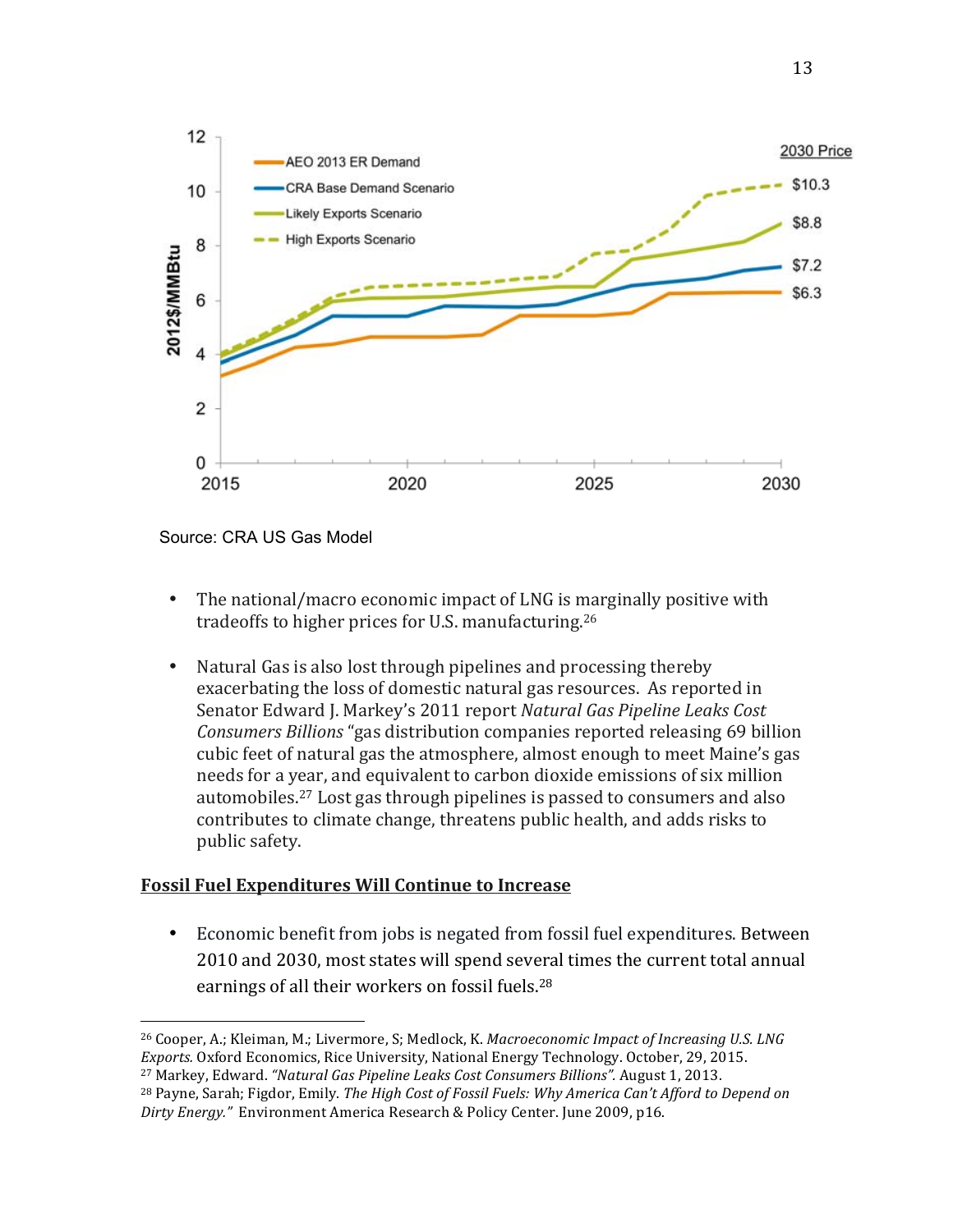Source: CRA US Gas Model

- The national/macro economic impact of LNG is marginally positive with tradeoffs to higher prices for U.S. manufacturing.[26]

- Natural Gas is also lost through pipelines and processing thereby exacerbating the loss of domestic natural gas resources. As reported in Senator Edward J. Markey's 2011 report *Natural Gas Pipeline Leaks Cost Consumers Billions* "gas distribution companies reported releasing 69 billion cubic feet of natural gas the atmosphere, almost enough to meet Maine's gas needs for a year, and equivalent to carbon dioxide emissions of six million automobiles.[27] Lost gas through pipelines is passed to consumers and also contributes to climate change, threatens public health, and adds risks to public safety.

**<u>Fossil Fuel Expenditures Will Continue to Increase</u>**

- Economic benefit from jobs is negated from fossil fuel expenditures. Between 2010 and 2030, most states will spend several times the current total annual earnings of all their workers on fossil fuels.[28]

---

[26] Cooper, A.; Kleiman, M.; Livermore, S; Medlock, K. *Macroeconomic Impact of Increasing U.S. LNG Exports.* Oxford Economics, Rice University, National Energy Technology. October, 29, 2015.

[27] Markey, Edward. *"Natural Gas Pipeline Leaks Cost Consumers Billions".* August 1, 2013.

[28] Payne, Sarah; Figdor, Emily. *The High Cost of Fossil Fuels: Why America Can't Afford to Depend on Dirty Energy."* Environment America Research & Policy Center. June 2009, p16.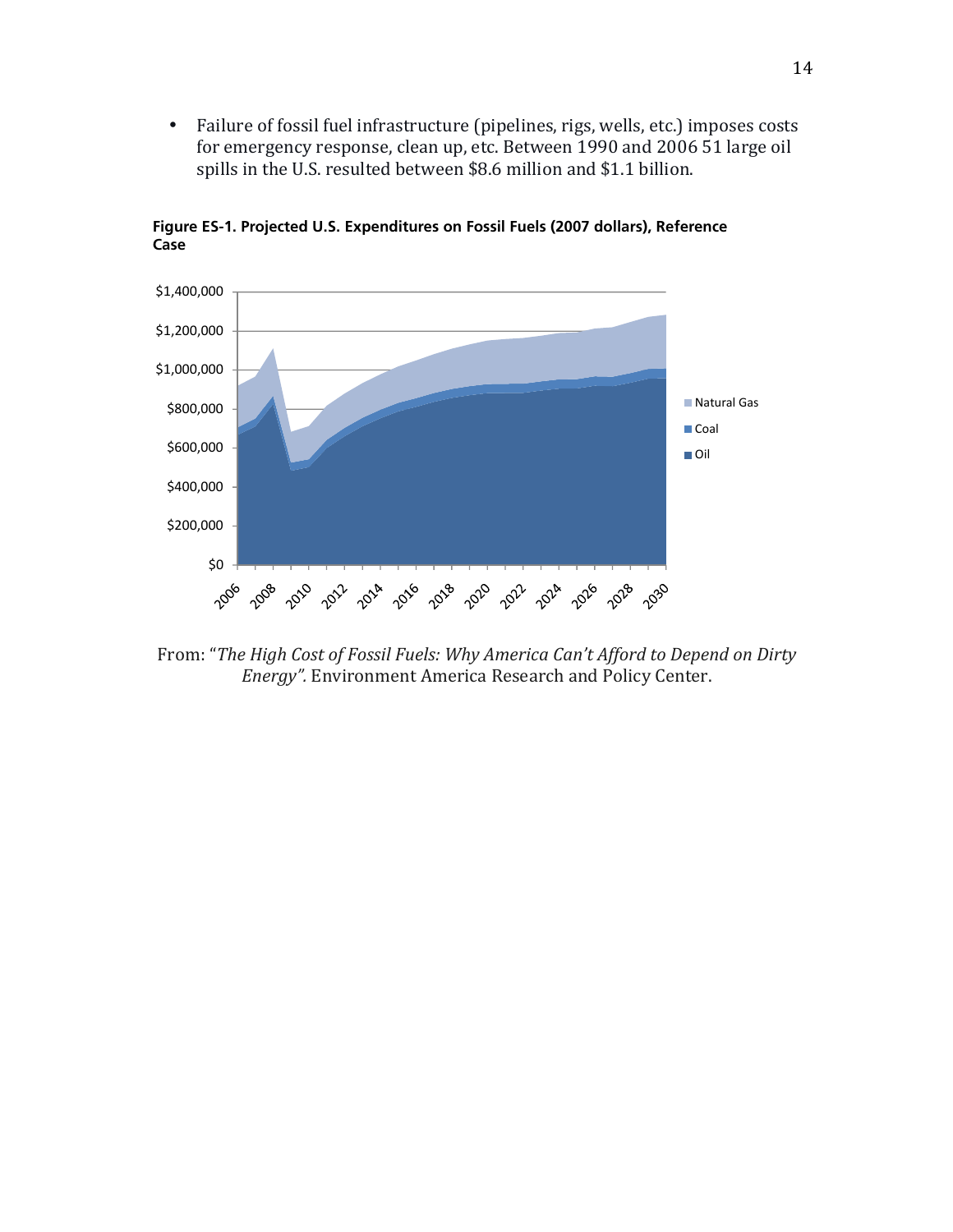- Failure of fossil fuel infrastructure (pipelines, rigs, wells, etc.) imposes costs for emergency response, clean up, etc. Between 1990 and 2006 51 large oil spills in the U.S. resulted between $8.6 million and $1.1 billion.

**Figure ES-1. Projected U.S. Expenditures on Fossil Fuels (2007 dollars), Reference Case**

From: "*The High Cost of Fossil Fuels: Why America Can't Afford to Depend on Dirty Energy".* Environment America Research and Policy Center.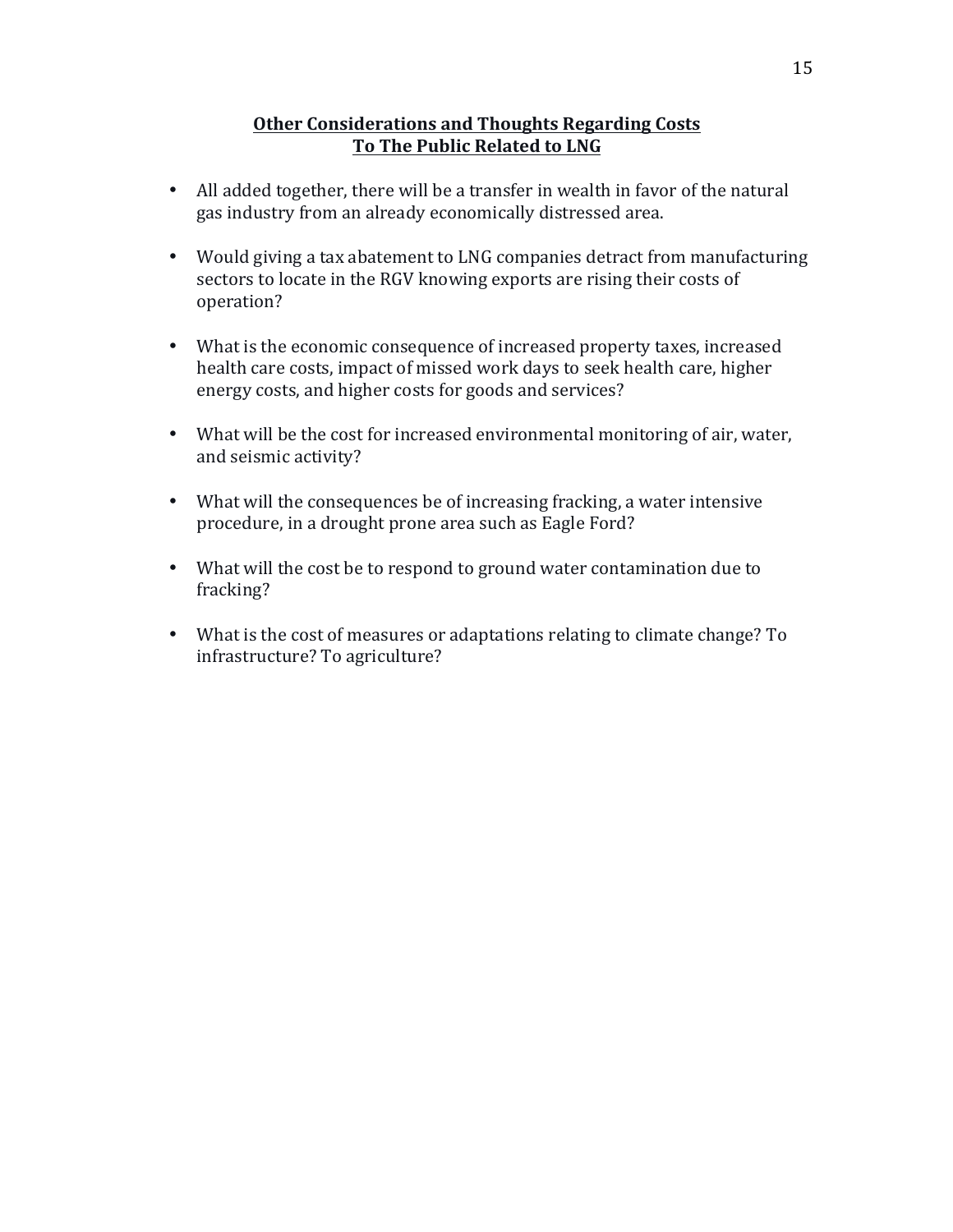## Other Considerations and Thoughts Regarding Costs To The Public Related to LNG

- All added together, there will be a transfer in wealth in favor of the natural gas industry from an already economically distressed area.
- Would giving a tax abatement to LNG companies detract from manufacturing sectors to locate in the RGV knowing exports are rising their costs of operation?
- What is the economic consequence of increased property taxes, increased health care costs, impact of missed work days to seek health care, higher energy costs, and higher costs for goods and services?
- What will be the cost for increased environmental monitoring of air, water, and seismic activity?
- What will the consequences be of increasing fracking, a water intensive procedure, in a drought prone area such as Eagle Ford?
- What will the cost be to respond to ground water contamination due to fracking?
- What is the cost of measures or adaptations relating to climate change? To infrastructure? To agriculture?